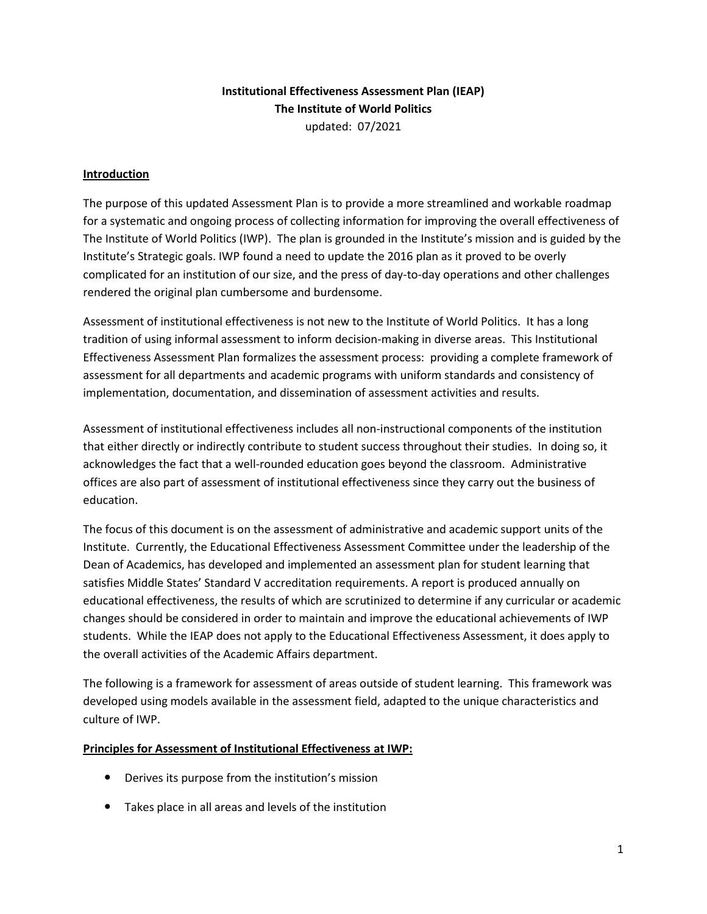**Institutional Effectiveness Assessment Plan (IEAP)**
**The Institute of World Politics**
updated: 07/2021

## Introduction

The purpose of this updated Assessment Plan is to provide a more streamlined and workable roadmap for a systematic and ongoing process of collecting information for improving the overall effectiveness of The Institute of World Politics (IWP). The plan is grounded in the Institute's mission and is guided by the Institute's Strategic goals. IWP found a need to update the 2016 plan as it proved to be overly complicated for an institution of our size, and the press of day-to-day operations and other challenges rendered the original plan cumbersome and burdensome.

Assessment of institutional effectiveness is not new to the Institute of World Politics. It has a long tradition of using informal assessment to inform decision-making in diverse areas. This Institutional Effectiveness Assessment Plan formalizes the assessment process: providing a complete framework of assessment for all departments and academic programs with uniform standards and consistency of implementation, documentation, and dissemination of assessment activities and results.

Assessment of institutional effectiveness includes all non-instructional components of the institution that either directly or indirectly contribute to student success throughout their studies. In doing so, it acknowledges the fact that a well-rounded education goes beyond the classroom. Administrative offices are also part of assessment of institutional effectiveness since they carry out the business of education.

The focus of this document is on the assessment of administrative and academic support units of the Institute. Currently, the Educational Effectiveness Assessment Committee under the leadership of the Dean of Academics, has developed and implemented an assessment plan for student learning that satisfies Middle States' Standard V accreditation requirements. A report is produced annually on educational effectiveness, the results of which are scrutinized to determine if any curricular or academic changes should be considered in order to maintain and improve the educational achievements of IWP students. While the IEAP does not apply to the Educational Effectiveness Assessment, it does apply to the overall activities of the Academic Affairs department.

The following is a framework for assessment of areas outside of student learning. This framework was developed using models available in the assessment field, adapted to the unique characteristics and culture of IWP.

## Principles for Assessment of Institutional Effectiveness at IWP:

- Derives its purpose from the institution's mission
- Takes place in all areas and levels of the institution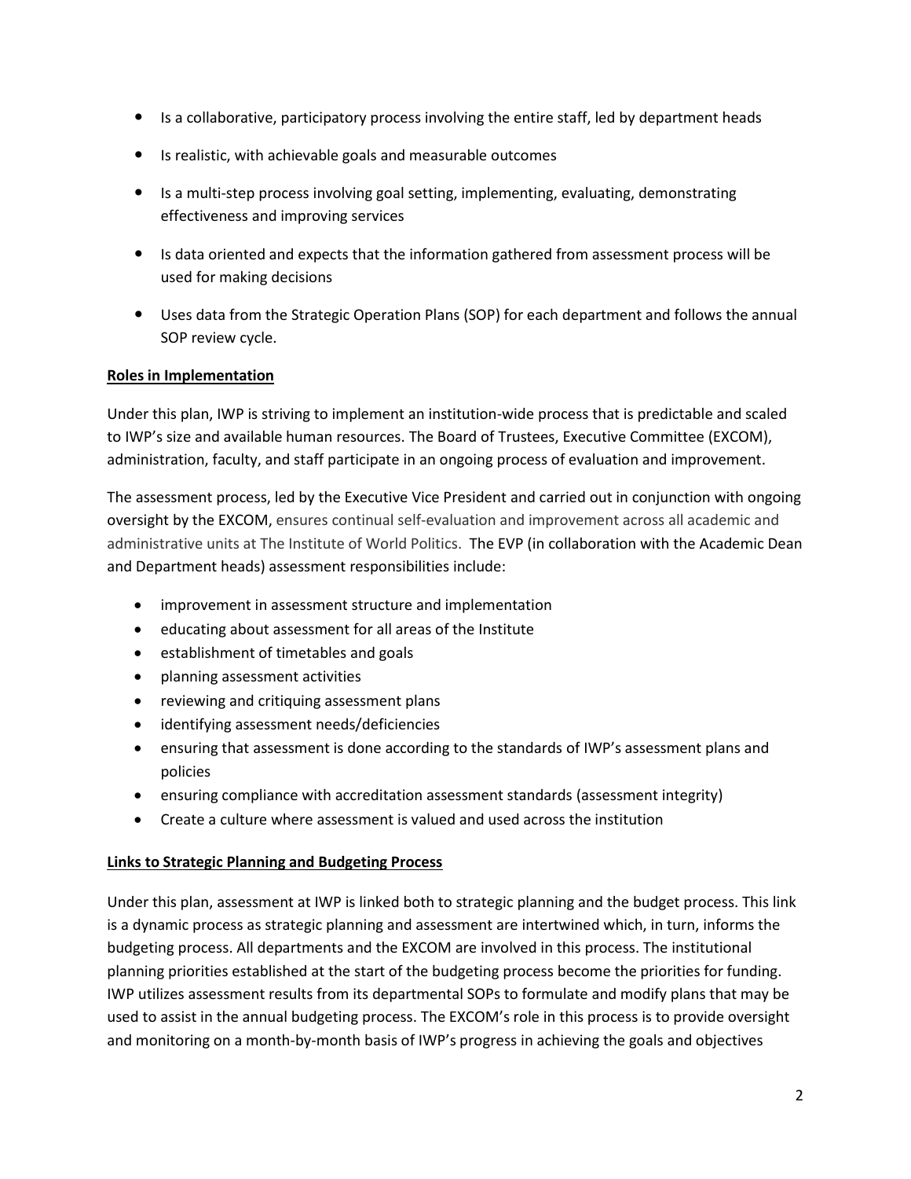- Is a collaborative, participatory process involving the entire staff, led by department heads
- Is realistic, with achievable goals and measurable outcomes
- Is a multi-step process involving goal setting, implementing, evaluating, demonstrating effectiveness and improving services
- Is data oriented and expects that the information gathered from assessment process will be used for making decisions
- Uses data from the Strategic Operation Plans (SOP) for each department and follows the annual SOP review cycle.

**Roles in Implementation**

Under this plan, IWP is striving to implement an institution-wide process that is predictable and scaled to IWP's size and available human resources. The Board of Trustees, Executive Committee (EXCOM), administration, faculty, and staff participate in an ongoing process of evaluation and improvement.

The assessment process, led by the Executive Vice President and carried out in conjunction with ongoing oversight by the EXCOM, ensures continual self-evaluation and improvement across all academic and administrative units at The Institute of World Politics. The EVP (in collaboration with the Academic Dean and Department heads) assessment responsibilities include:

- improvement in assessment structure and implementation
- educating about assessment for all areas of the Institute
- establishment of timetables and goals
- planning assessment activities
- reviewing and critiquing assessment plans
- identifying assessment needs/deficiencies
- ensuring that assessment is done according to the standards of IWP's assessment plans and policies
- ensuring compliance with accreditation assessment standards (assessment integrity)
- Create a culture where assessment is valued and used across the institution

**Links to Strategic Planning and Budgeting Process**

Under this plan, assessment at IWP is linked both to strategic planning and the budget process. This link is a dynamic process as strategic planning and assessment are intertwined which, in turn, informs the budgeting process. All departments and the EXCOM are involved in this process. The institutional planning priorities established at the start of the budgeting process become the priorities for funding. IWP utilizes assessment results from its departmental SOPs to formulate and modify plans that may be used to assist in the annual budgeting process. The EXCOM's role in this process is to provide oversight and monitoring on a month-by-month basis of IWP's progress in achieving the goals and objectives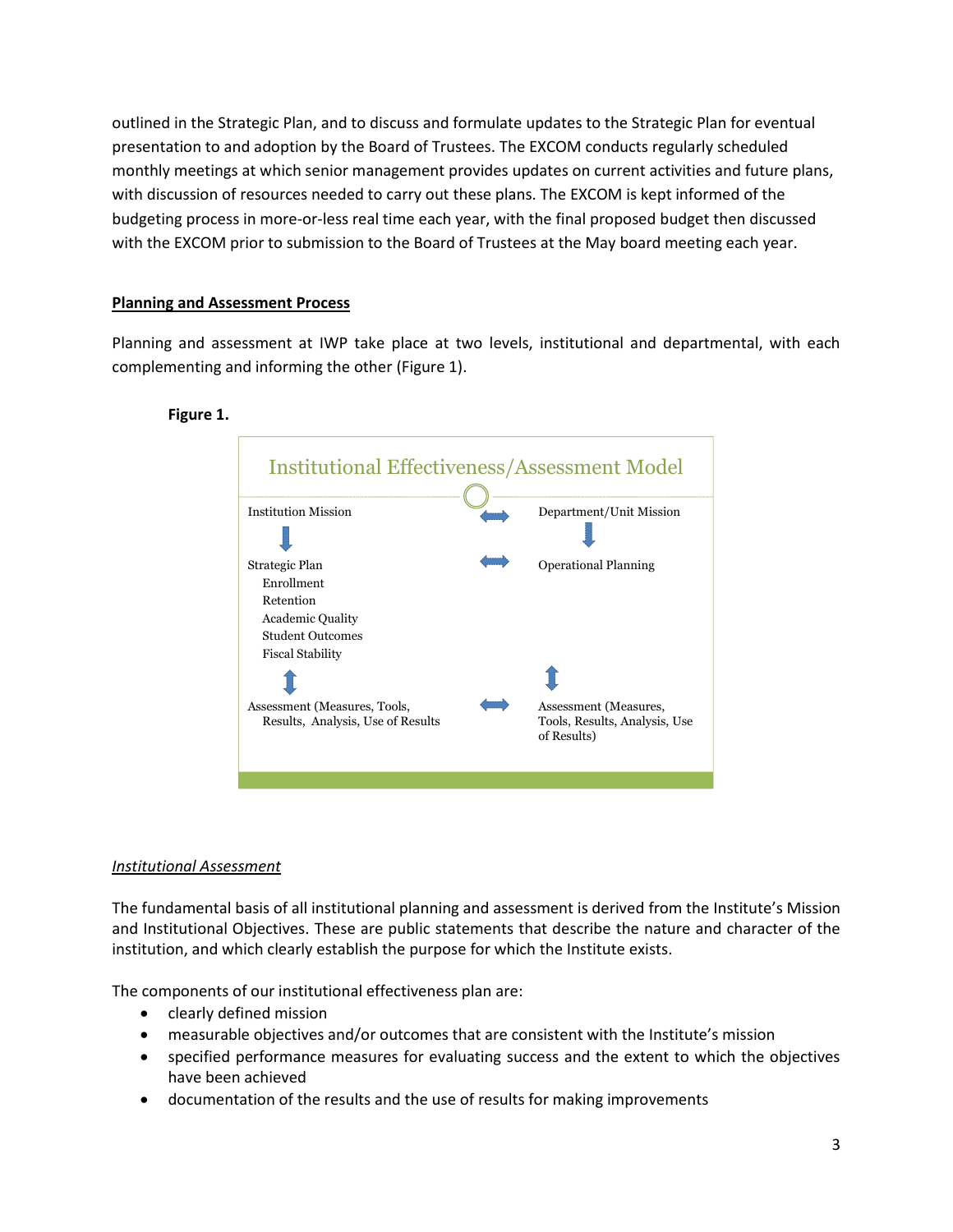outlined in the Strategic Plan, and to discuss and formulate updates to the Strategic Plan for eventual presentation to and adoption by the Board of Trustees. The EXCOM conducts regularly scheduled monthly meetings at which senior management provides updates on current activities and future plans, with discussion of resources needed to carry out these plans. The EXCOM is kept informed of the budgeting process in more-or-less real time each year, with the final proposed budget then discussed with the EXCOM prior to submission to the Board of Trustees at the May board meeting each year.

**Planning and Assessment Process**

Planning and assessment at IWP take place at two levels, institutional and departmental, with each complementing and informing the other (Figure 1).

**Figure 1.**

Institutional Effectiveness/Assessment Model

| Institutional | | Departmental |
|---|---|---|
| Institution Mission | ⟷ | Department/Unit Mission |
| ↓ | | ↓ |
| Strategic Plan<br>Enrollment<br>Retention<br>Academic Quality<br>Student Outcomes<br>Fiscal Stability | ⟷ | Operational Planning |
| ↕ | | ↕ |
| Assessment (Measures, Tools, Results, Analysis, Use of Results | ⟷ | Assessment (Measures, Tools, Results, Analysis, Use of Results) |

*Institutional Assessment*

The fundamental basis of all institutional planning and assessment is derived from the Institute's Mission and Institutional Objectives. These are public statements that describe the nature and character of the institution, and which clearly establish the purpose for which the Institute exists.

The components of our institutional effectiveness plan are:

- clearly defined mission
- measurable objectives and/or outcomes that are consistent with the Institute's mission
- specified performance measures for evaluating success and the extent to which the objectives have been achieved
- documentation of the results and the use of results for making improvements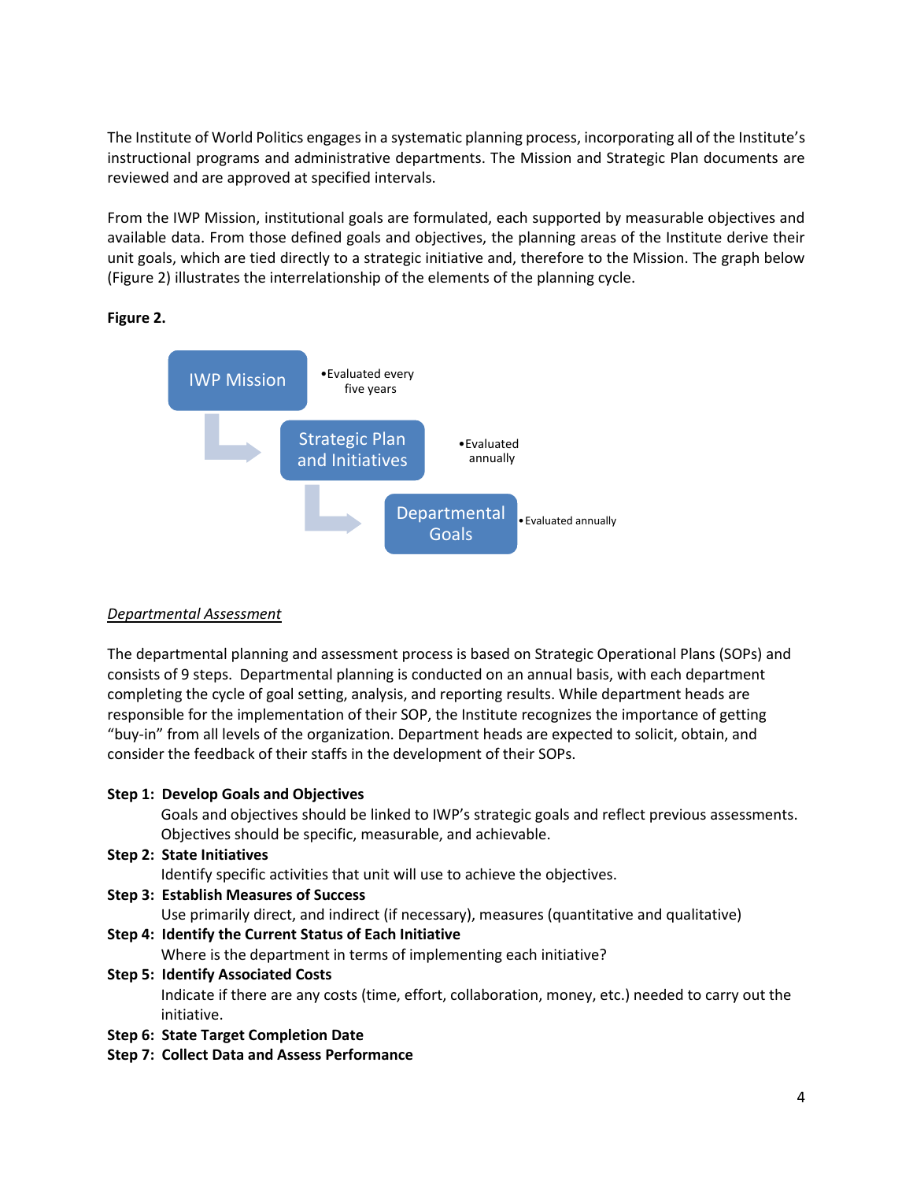The Institute of World Politics engages in a systematic planning process, incorporating all of the Institute's instructional programs and administrative departments. The Mission and Strategic Plan documents are reviewed and are approved at specified intervals.

From the IWP Mission, institutional goals are formulated, each supported by measurable objectives and available data. From those defined goals and objectives, the planning areas of the Institute derive their unit goals, which are tied directly to a strategic initiative and, therefore to the Mission. The graph below (Figure 2) illustrates the interrelationship of the elements of the planning cycle.

**Figure 2.**

IWP Mission
- Evaluated every five years

Strategic Plan and Initiatives
- Evaluated annually

Departmental Goals
- Evaluated annually

*Departmental Assessment*

The departmental planning and assessment process is based on Strategic Operational Plans (SOPs) and consists of 9 steps. Departmental planning is conducted on an annual basis, with each department completing the cycle of goal setting, analysis, and reporting results. While department heads are responsible for the implementation of their SOP, the Institute recognizes the importance of getting "buy-in" from all levels of the organization. Department heads are expected to solicit, obtain, and consider the feedback of their staffs in the development of their SOPs.

**Step 1: Develop Goals and Objectives**
Goals and objectives should be linked to IWP's strategic goals and reflect previous assessments. Objectives should be specific, measurable, and achievable.

**Step 2: State Initiatives**
Identify specific activities that unit will use to achieve the objectives.

**Step 3: Establish Measures of Success**
Use primarily direct, and indirect (if necessary), measures (quantitative and qualitative)

**Step 4: Identify the Current Status of Each Initiative**
Where is the department in terms of implementing each initiative?

**Step 5: Identify Associated Costs**
Indicate if there are any costs (time, effort, collaboration, money, etc.) needed to carry out the initiative.

**Step 6: State Target Completion Date**

**Step 7: Collect Data and Assess Performance**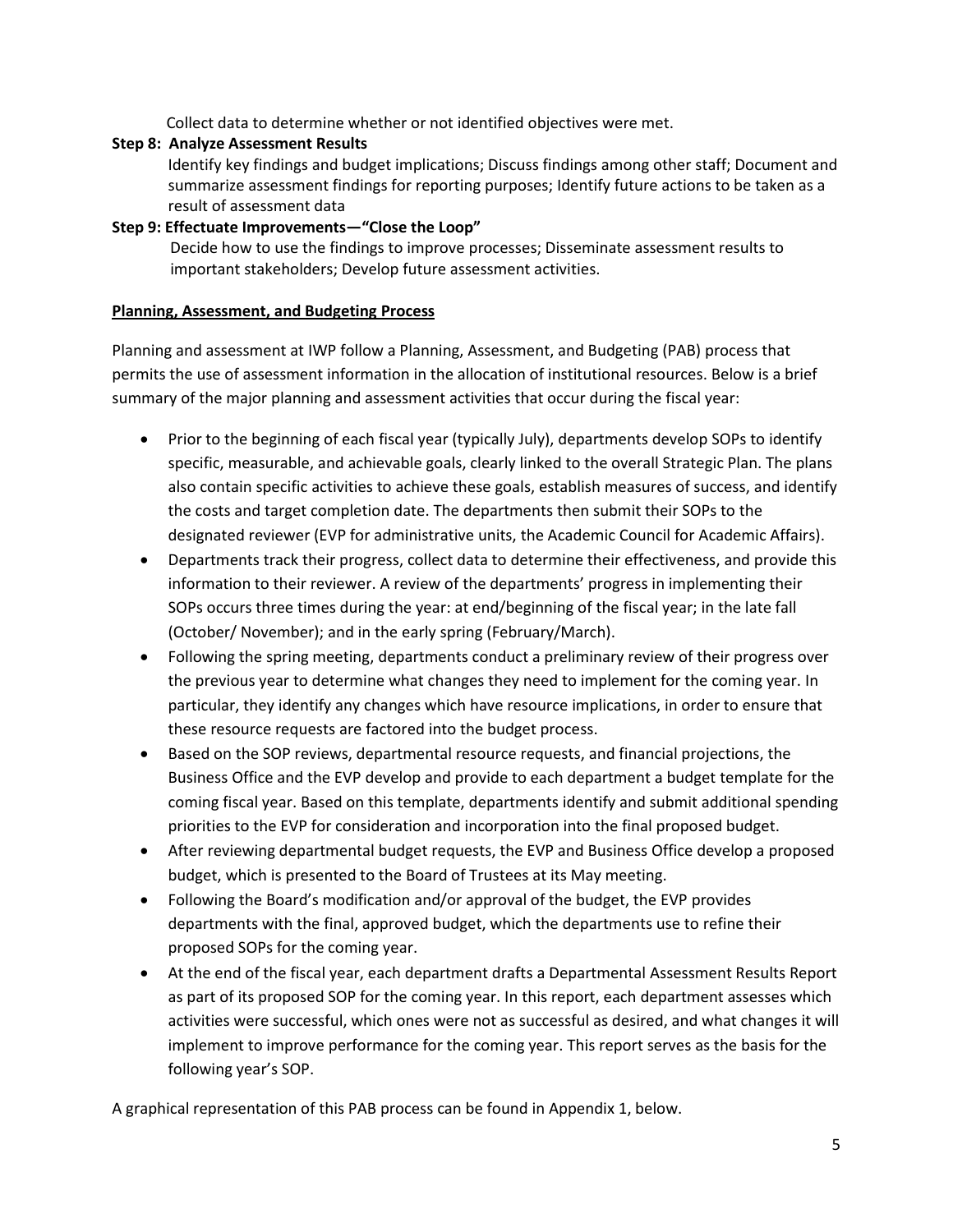Collect data to determine whether or not identified objectives were met.

**Step 8: Analyze Assessment Results**

Identify key findings and budget implications; Discuss findings among other staff; Document and summarize assessment findings for reporting purposes; Identify future actions to be taken as a result of assessment data

**Step 9: Effectuate Improvements—"Close the Loop"**

Decide how to use the findings to improve processes; Disseminate assessment results to important stakeholders; Develop future assessment activities.

**Planning, Assessment, and Budgeting Process**

Planning and assessment at IWP follow a Planning, Assessment, and Budgeting (PAB) process that permits the use of assessment information in the allocation of institutional resources. Below is a brief summary of the major planning and assessment activities that occur during the fiscal year:

- Prior to the beginning of each fiscal year (typically July), departments develop SOPs to identify specific, measurable, and achievable goals, clearly linked to the overall Strategic Plan. The plans also contain specific activities to achieve these goals, establish measures of success, and identify the costs and target completion date. The departments then submit their SOPs to the designated reviewer (EVP for administrative units, the Academic Council for Academic Affairs).
- Departments track their progress, collect data to determine their effectiveness, and provide this information to their reviewer. A review of the departments' progress in implementing their SOPs occurs three times during the year: at end/beginning of the fiscal year; in the late fall (October/ November); and in the early spring (February/March).
- Following the spring meeting, departments conduct a preliminary review of their progress over the previous year to determine what changes they need to implement for the coming year. In particular, they identify any changes which have resource implications, in order to ensure that these resource requests are factored into the budget process.
- Based on the SOP reviews, departmental resource requests, and financial projections, the Business Office and the EVP develop and provide to each department a budget template for the coming fiscal year. Based on this template, departments identify and submit additional spending priorities to the EVP for consideration and incorporation into the final proposed budget.
- After reviewing departmental budget requests, the EVP and Business Office develop a proposed budget, which is presented to the Board of Trustees at its May meeting.
- Following the Board's modification and/or approval of the budget, the EVP provides departments with the final, approved budget, which the departments use to refine their proposed SOPs for the coming year.
- At the end of the fiscal year, each department drafts a Departmental Assessment Results Report as part of its proposed SOP for the coming year. In this report, each department assesses which activities were successful, which ones were not as successful as desired, and what changes it will implement to improve performance for the coming year. This report serves as the basis for the following year's SOP.

A graphical representation of this PAB process can be found in Appendix 1, below.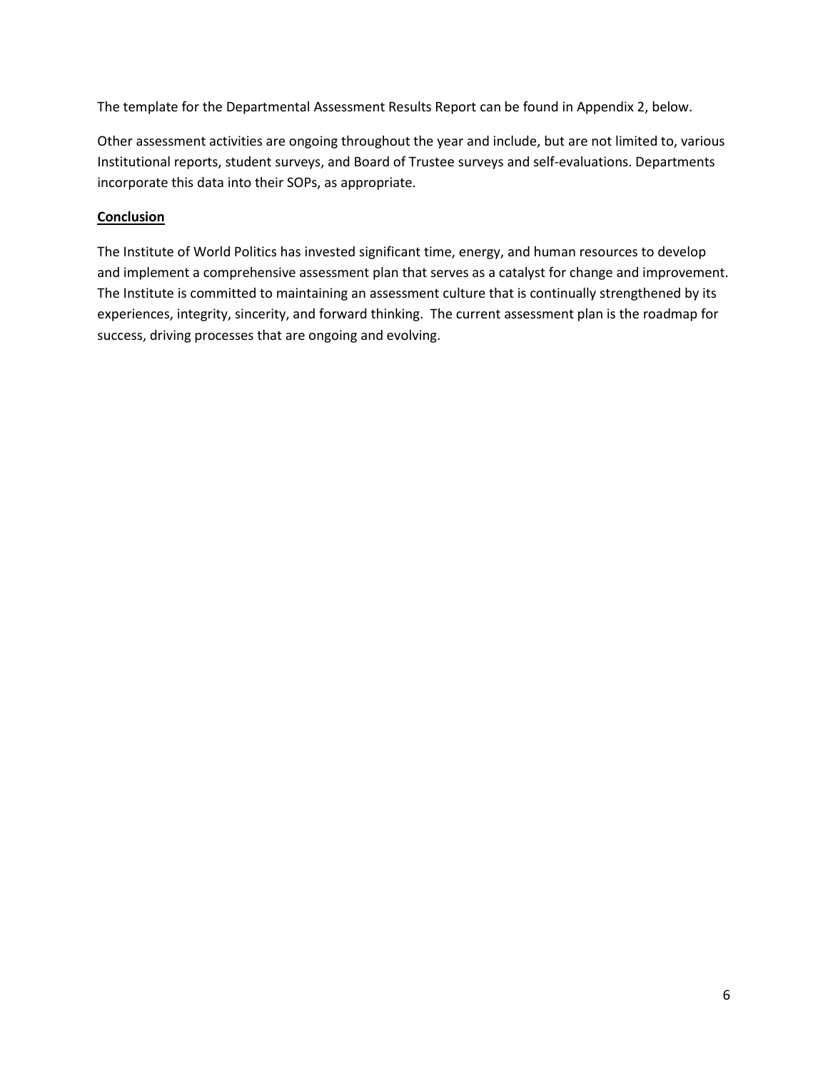The template for the Departmental Assessment Results Report can be found in Appendix 2, below.

Other assessment activities are ongoing throughout the year and include, but are not limited to, various Institutional reports, student surveys, and Board of Trustee surveys and self-evaluations. Departments incorporate this data into their SOPs, as appropriate.

**Conclusion**

The Institute of World Politics has invested significant time, energy, and human resources to develop and implement a comprehensive assessment plan that serves as a catalyst for change and improvement. The Institute is committed to maintaining an assessment culture that is continually strengthened by its experiences, integrity, sincerity, and forward thinking. The current assessment plan is the roadmap for success, driving processes that are ongoing and evolving.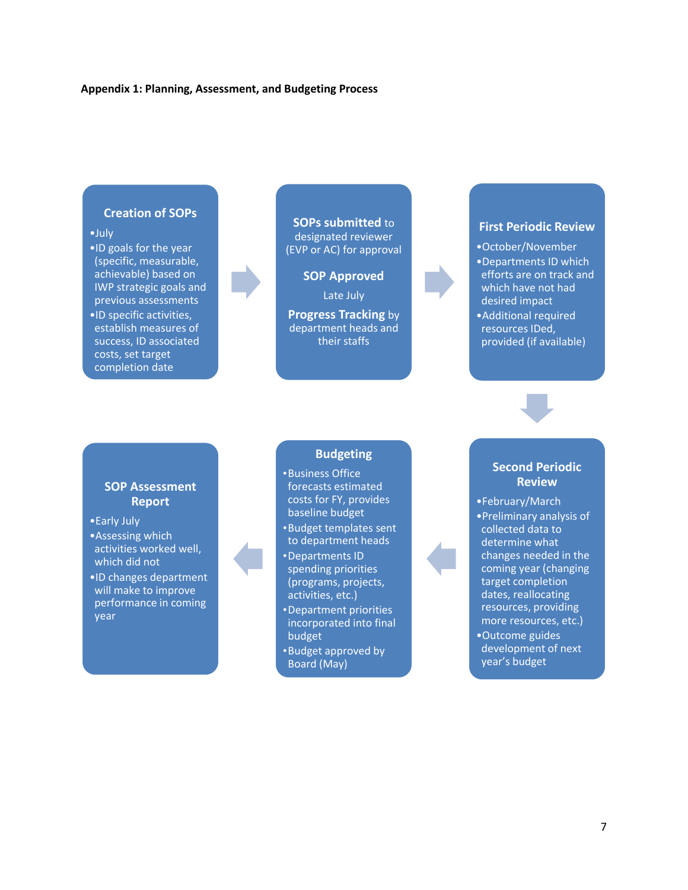**Appendix 1: Planning, Assessment, and Budgeting Process**

**Creation of SOPs**

- July
- ID goals for the year (specific, measurable, achievable) based on IWP strategic goals and previous assessments
- ID specific activities, establish measures of success, ID associated costs, set target completion date

**SOPs submitted** to designated reviewer (EVP or AC) for approval

**SOP Approved**

Late July

**Progress Tracking** by department heads and their staffs

**First Periodic Review**

- October/November
- Departments ID which efforts are on track and which have not had desired impact
- Additional required resources IDed, provided (if available)

**Second Periodic Review**

- February/March
- Preliminary analysis of collected data to determine what changes needed in the coming year (changing target completion dates, reallocating resources, providing more resources, etc.)
- Outcome guides development of next year's budget

**Budgeting**

- Business Office forecasts estimated costs for FY, provides baseline budget
- Budget templates sent to department heads
- Departments ID spending priorities (programs, projects, activities, etc.)
- Department priorities incorporated into final budget
- Budget approved by Board (May)

**SOP Assessment Report**

- Early July
- Assessing which activities worked well, which did not
- ID changes department will make to improve performance in coming year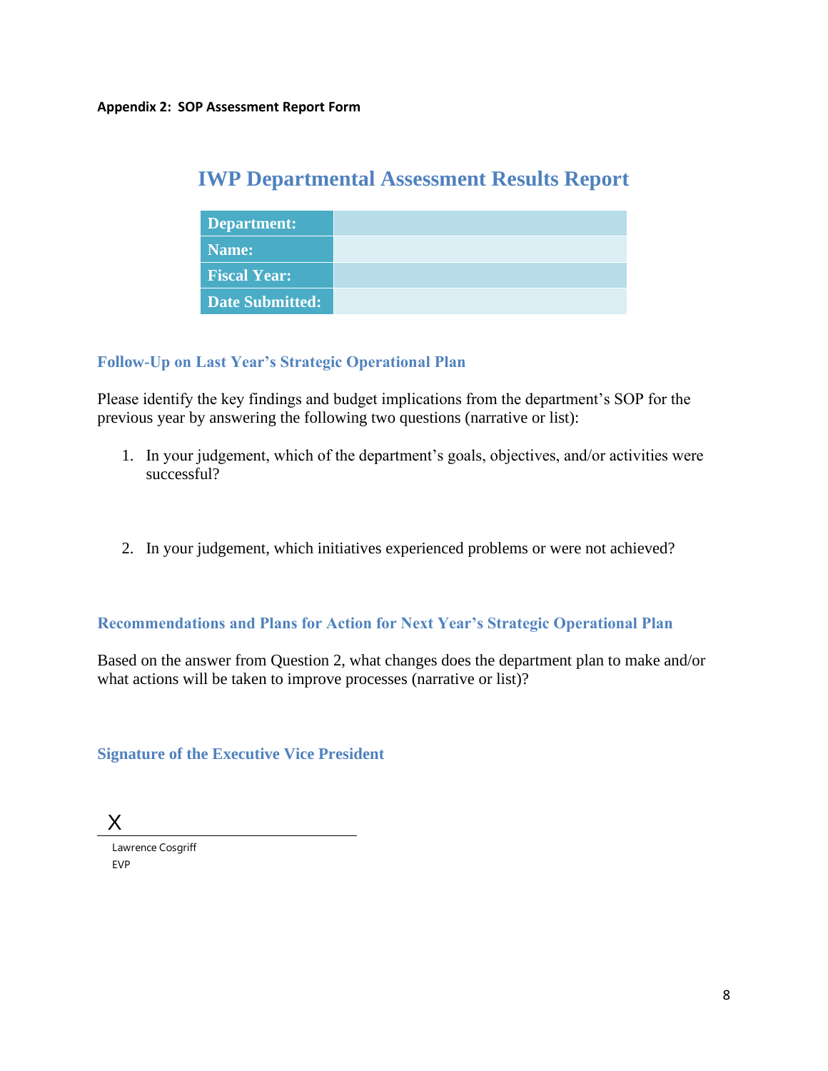**Appendix 2: SOP Assessment Report Form**

# IWP Departmental Assessment Results Report

| | |
|---|---|
| **Department:** | |
| **Name:** | |
| **Fiscal Year:** | |
| **Date Submitted:** | |

## Follow-Up on Last Year's Strategic Operational Plan

Please identify the key findings and budget implications from the department's SOP for the previous year by answering the following two questions (narrative or list):

1. In your judgement, which of the department's goals, objectives, and/or activities were successful?

2. In your judgement, which initiatives experienced problems or were not achieved?

## Recommendations and Plans for Action for Next Year's Strategic Operational Plan

Based on the answer from Question 2, what changes does the department plan to make and/or what actions will be taken to improve processes (narrative or list)?

## Signature of the Executive Vice President

X

Lawrence Cosgriff
EVP